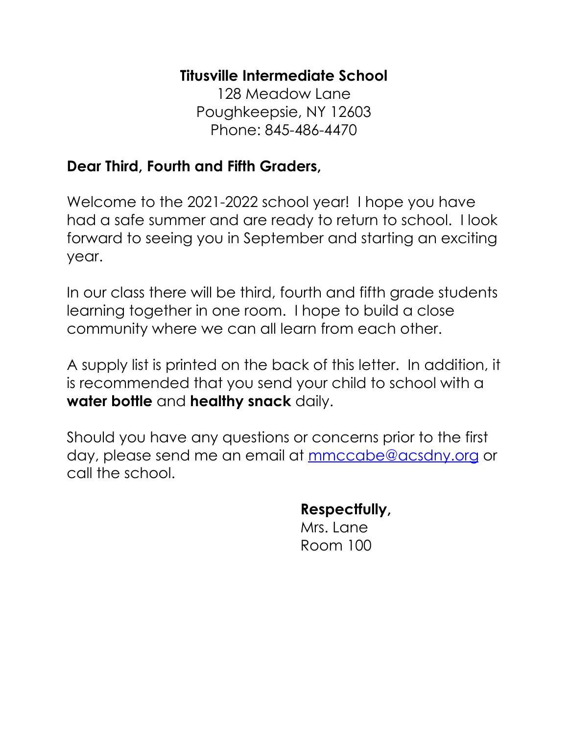**Titusville Intermediate School**
128 Meadow Lane
Poughkeepsie, NY 12603
Phone: 845-486-4470

**Dear Third, Fourth and Fifth Graders,**

Welcome to the 2021-2022 school year! I hope you have had a safe summer and are ready to return to school. I look forward to seeing you in September and starting an exciting year.

In our class there will be third, fourth and fifth grade students learning together in one room. I hope to build a close community where we can all learn from each other.

A supply list is printed on the back of this letter. In addition, it is recommended that you send your child to school with a **water bottle** and **healthy snack** daily.

Should you have any questions or concerns prior to the first day, please send me an email at mmccabe@acsdny.org or call the school.

**Respectfully,**
Mrs. Lane
Room 100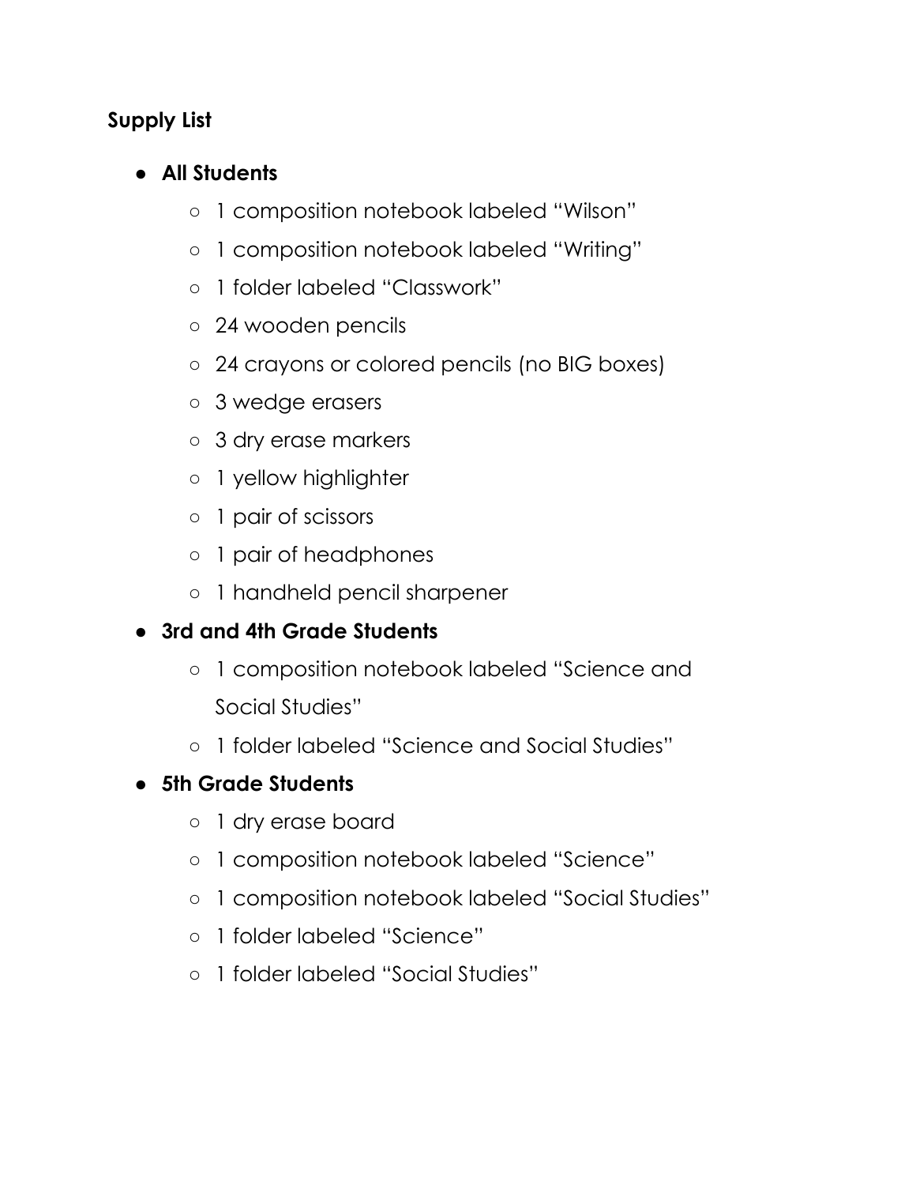**Supply List**

- **All Students**
  - 1 composition notebook labeled "Wilson"
  - 1 composition notebook labeled "Writing"
  - 1 folder labeled "Classwork"
  - 24 wooden pencils
  - 24 crayons or colored pencils (no BIG boxes)
  - 3 wedge erasers
  - 3 dry erase markers
  - 1 yellow highlighter
  - 1 pair of scissors
  - 1 pair of headphones
  - 1 handheld pencil sharpener
- **3rd and 4th Grade Students**
  - 1 composition notebook labeled "Science and Social Studies"
  - 1 folder labeled "Science and Social Studies"
- **5th Grade Students**
  - 1 dry erase board
  - 1 composition notebook labeled "Science"
  - 1 composition notebook labeled "Social Studies"
  - 1 folder labeled "Science"
  - 1 folder labeled "Social Studies"